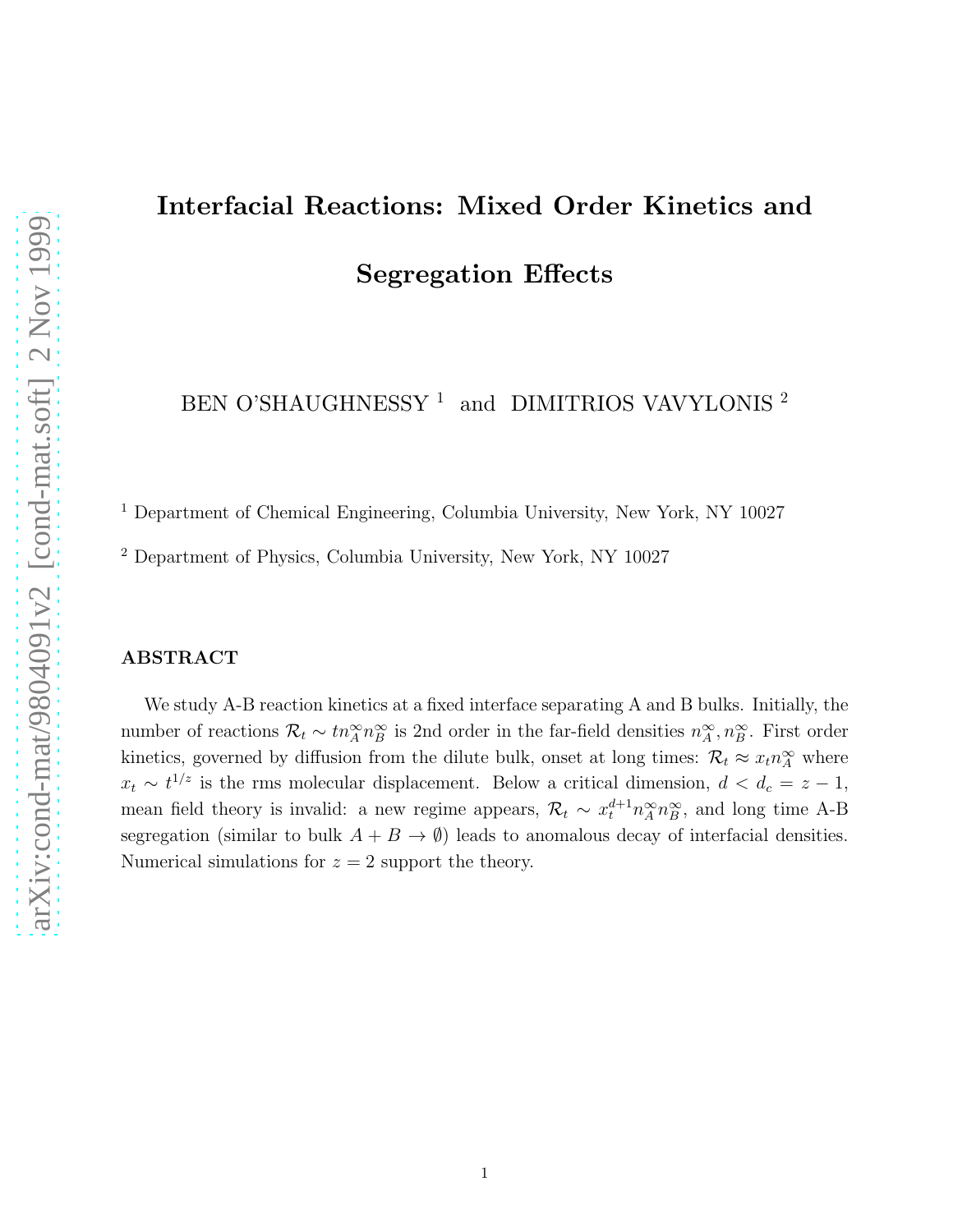# Interfacial Reactions: Mixed Order Kinetics and Segregation Effects

BEN O'SHAUGHNESSY [1] and DIMITRIOS VAVYLONIS [2]

[1] Department of Chemical Engineering, Columbia University, New York, NY 10027

[2] Department of Physics, Columbia University, New York, NY 10027

## ABSTRACT

We study A-B reaction kinetics at a fixed interface separating A and B bulks. Initially, the number of reactions $\mathcal{R}_t \sim t n_A^\infty n_B^\infty$ is 2nd order in the far-field densities $n_A^\infty, n_B^\infty$. First order kinetics, governed by diffusion from the dilute bulk, onset at long times: $\mathcal{R}_t \approx x_t n_A^\infty$ where $x_t \sim t^{1/z}$ is the rms molecular displacement. Below a critical dimension, $d < d_c = z - 1$, mean field theory is invalid: a new regime appears, $\mathcal{R}_t \sim x_t^{d+1} n_A^\infty n_B^\infty$, and long time A-B segregation (similar to bulk $A + B \to \emptyset$) leads to anomalous decay of interfacial densities. Numerical simulations for $z = 2$ support the theory.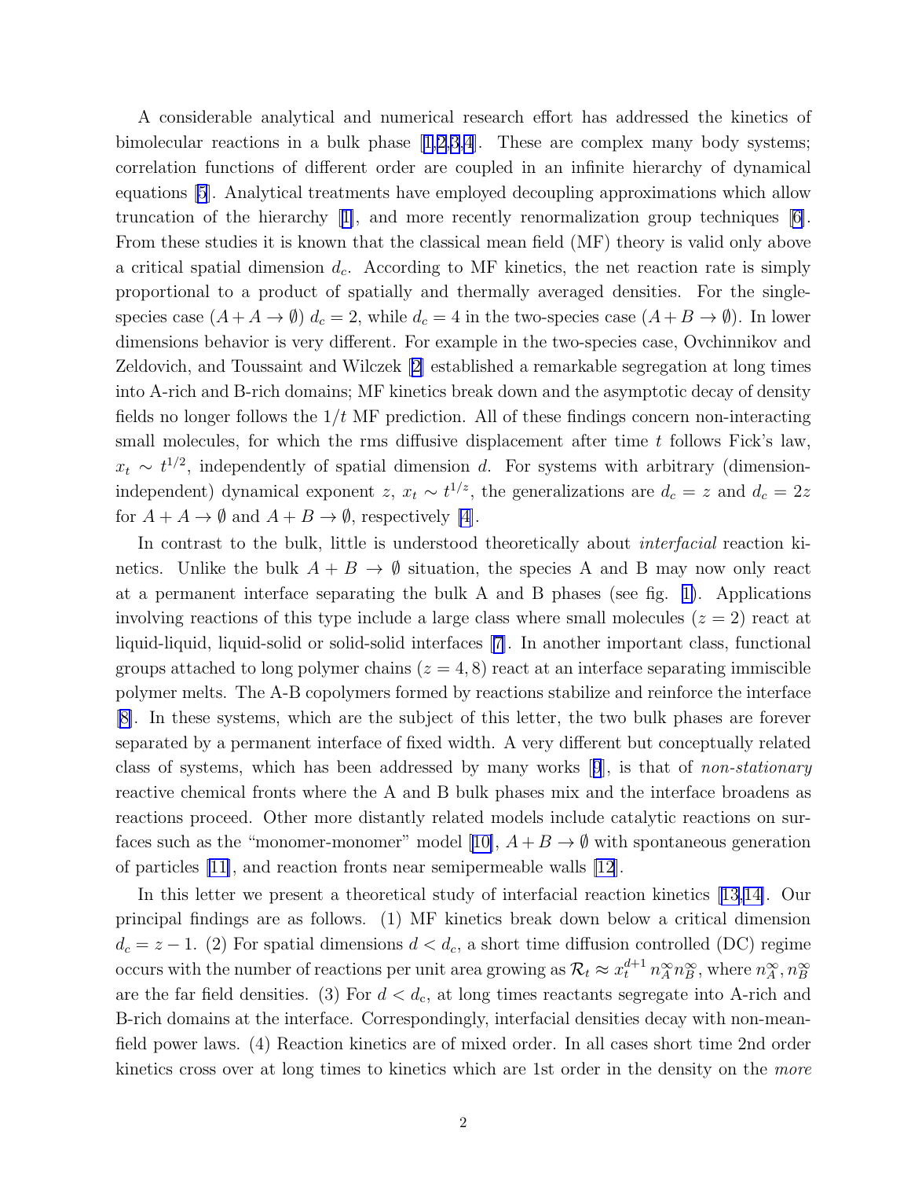A considerable analytical and numerical research effort has addressed the kinetics of bimolecular reactions in a bulk phase [1,2,3,4]. These are complex many body systems; correlation functions of different order are coupled in an infinite hierarchy of dynamical equations [5]. Analytical treatments have employed decoupling approximations which allow truncation of the hierarchy [1], and more recently renormalization group techniques [6]. From these studies it is known that the classical mean field (MF) theory is valid only above a critical spatial dimension $d_c$. According to MF kinetics, the net reaction rate is simply proportional to a product of spatially and thermally averaged densities. For the single-species case ($A+A \to \emptyset$) $d_c = 2$, while $d_c = 4$ in the two-species case ($A + B \to \emptyset$). In lower dimensions behavior is very different. For example in the two-species case, Ovchinnikov and Zeldovich, and Toussaint and Wilczek [2] established a remarkable segregation at long times into A-rich and B-rich domains; MF kinetics break down and the asymptotic decay of density fields no longer follows the $1/t$ MF prediction. All of these findings concern non-interacting small molecules, for which the rms diffusive displacement after time $t$ follows Fick's law, $x_t \sim t^{1/2}$, independently of spatial dimension $d$. For systems with arbitrary (dimension-independent) dynamical exponent $z$, $x_t \sim t^{1/z}$, the generalizations are $d_c = z$ and $d_c = 2z$ for $A + A \to \emptyset$ and $A + B \to \emptyset$, respectively [4].

In contrast to the bulk, little is understood theoretically about *interfacial* reaction kinetics. Unlike the bulk $A + B \to \emptyset$ situation, the species A and B may now only react at a permanent interface separating the bulk A and B phases (see fig. 1). Applications involving reactions of this type include a large class where small molecules ($z = 2$) react at liquid-liquid, liquid-solid or solid-solid interfaces [7]. In another important class, functional groups attached to long polymer chains ($z = 4, 8$) react at an interface separating immiscible polymer melts. The A-B copolymers formed by reactions stabilize and reinforce the interface [8]. In these systems, which are the subject of this letter, the two bulk phases are forever separated by a permanent interface of fixed width. A very different but conceptually related class of systems, which has been addressed by many works [9], is that of *non-stationary* reactive chemical fronts where the A and B bulk phases mix and the interface broadens as reactions proceed. Other more distantly related models include catalytic reactions on surfaces such as the "monomer-monomer" model [10], $A + B \to \emptyset$ with spontaneous generation of particles [11], and reaction fronts near semipermeable walls [12].

In this letter we present a theoretical study of interfacial reaction kinetics [13,14]. Our principal findings are as follows. (1) MF kinetics break down below a critical dimension $d_c = z - 1$. (2) For spatial dimensions $d < d_c$, a short time diffusion controlled (DC) regime occurs with the number of reactions per unit area growing as $\mathcal{R}_t \approx x_t^{d+1}\, n_A^\infty n_B^\infty$, where $n_A^\infty, n_B^\infty$ are the far field densities. (3) For $d < d_c$, at long times reactants segregate into A-rich and B-rich domains at the interface. Correspondingly, interfacial densities decay with non-mean-field power laws. (4) Reaction kinetics are of mixed order. In all cases short time 2nd order kinetics cross over at long times to kinetics which are 1st order in the density on the *more*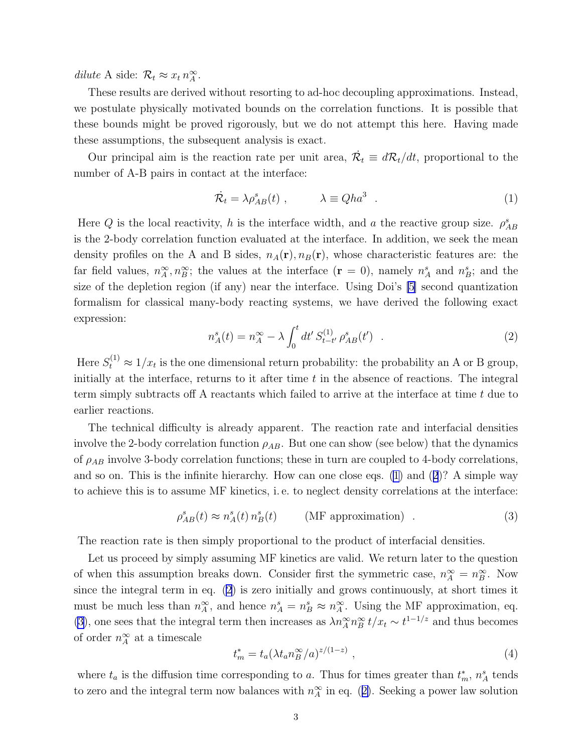*dilute* A side: $\mathcal{R}_t \approx x_t\, n_A^\infty$.

These results are derived without resorting to ad-hoc decoupling approximations. Instead, we postulate physically motivated bounds on the correlation functions. It is possible that these bounds might be proved rigorously, but we do not attempt this here. Having made these assumptions, the subsequent analysis is exact.

Our principal aim is the reaction rate per unit area, $\dot{\mathcal{R}}_t \equiv d\mathcal{R}_t/dt$, proportional to the number of A-B pairs in contact at the interface:

$$\dot{\mathcal{R}}_t = \lambda \rho_{AB}^s(t) \;, \qquad \lambda \equiv Qha^3 \quad . \tag{1}$$

Here $Q$ is the local reactivity, $h$ is the interface width, and $a$ the reactive group size. $\rho_{AB}^s$ is the 2-body correlation function evaluated at the interface. In addition, we seek the mean density profiles on the A and B sides, $n_A(\mathbf{r}), n_B(\mathbf{r})$, whose characteristic features are: the far field values, $n_A^\infty, n_B^\infty$; the values at the interface ($\mathbf{r} = 0$), namely $n_A^s$ and $n_B^s$; and the size of the depletion region (if any) near the interface. Using Doi's [5] second quantization formalism for classical many-body reacting systems, we have derived the following exact expression:

$$n_A^s(t) = n_A^\infty - \lambda \int_0^t dt'\, S_{t-t'}^{(1)}\, \rho_{AB}^s(t') \quad . \tag{2}$$

Here $S_t^{(1)} \approx 1/x_t$ is the one dimensional return probability: the probability an A or B group, initially at the interface, returns to it after time $t$ in the absence of reactions. The integral term simply subtracts off A reactants which failed to arrive at the interface at time $t$ due to earlier reactions.

The technical difficulty is already apparent. The reaction rate and interfacial densities involve the 2-body correlation function $\rho_{AB}$. But one can show (see below) that the dynamics of $\rho_{AB}$ involve 3-body correlation functions; these in turn are coupled to 4-body correlations, and so on. This is the infinite hierarchy. How can one close eqs. (1) and (2)? A simple way to achieve this is to assume MF kinetics, i. e. to neglect density correlations at the interface:

$$\rho_{AB}^s(t) \approx n_A^s(t)\, n_B^s(t) \qquad \text{(MF approximation)} \quad . \tag{3}$$

The reaction rate is then simply proportional to the product of interfacial densities.

Let us proceed by simply assuming MF kinetics are valid. We return later to the question of when this assumption breaks down. Consider first the symmetric case, $n_A^\infty = n_B^\infty$. Now since the integral term in eq. (2) is zero initially and grows continuously, at short times it must be much less than $n_A^\infty$, and hence $n_A^s = n_B^s \approx n_A^\infty$. Using the MF approximation, eq. (3), one sees that the integral term then increases as $\lambda n_A^\infty n_B^\infty\, t/x_t \sim t^{1-1/z}$ and thus becomes of order $n_A^\infty$ at a timescale

$$t_m^* = t_a (\lambda t_a n_B^\infty / a)^{z/(1-z)} \;, \tag{4}$$

where $t_a$ is the diffusion time corresponding to $a$. Thus for times greater than $t_m^*$, $n_A^s$ tends to zero and the integral term now balances with $n_A^\infty$ in eq. (2). Seeking a power law solution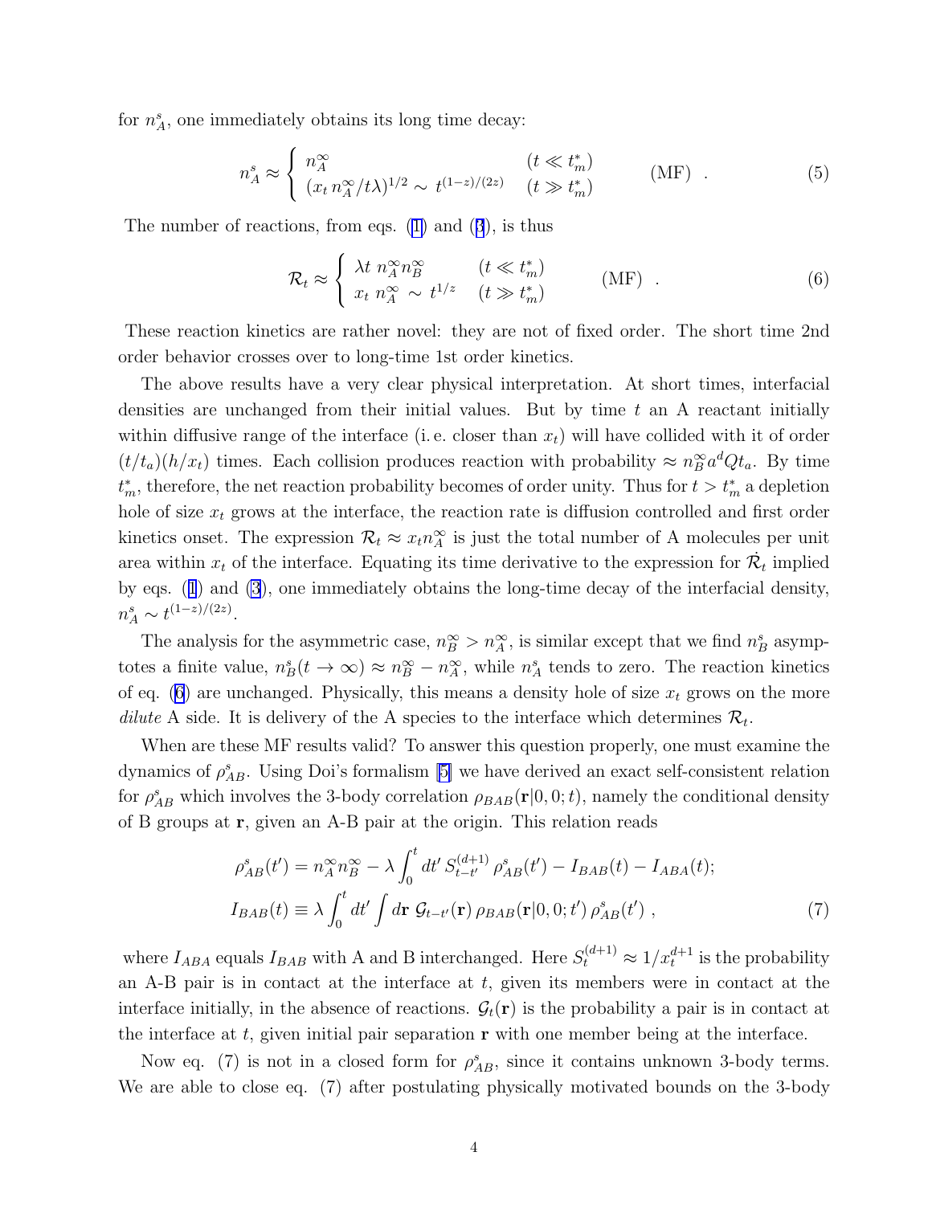for $n_A^s$, one immediately obtains its long time decay:

$$n_A^s \approx \begin{cases} n_A^\infty & (t \ll t_m^*) \\ (x_t\, n_A^\infty / t\lambda)^{1/2} \sim t^{(1-z)/(2z)} & (t \gg t_m^*) \end{cases} \qquad \text{(MF)} \ . \tag{5}$$

The number of reactions, from eqs. (1) and (3), is thus

$$\mathcal{R}_t \approx \begin{cases} \lambda t\; n_A^\infty n_B^\infty & (t \ll t_m^*) \\ x_t\; n_A^\infty \sim t^{1/z} & (t \gg t_m^*) \end{cases} \qquad \text{(MF)} \ . \tag{6}$$

These reaction kinetics are rather novel: they are not of fixed order. The short time 2nd order behavior crosses over to long-time 1st order kinetics.

The above results have a very clear physical interpretation. At short times, interfacial densities are unchanged from their initial values. But by time $t$ an A reactant initially within diffusive range of the interface (i. e. closer than $x_t$) will have collided with it of order $(t/t_a)(h/x_t)$ times. Each collision produces reaction with probability $\approx n_B^\infty a^d Q t_a$. By time $t_m^*$, therefore, the net reaction probability becomes of order unity. Thus for $t > t_m^*$ a depletion hole of size $x_t$ grows at the interface, the reaction rate is diffusion controlled and first order kinetics onset. The expression $\mathcal{R}_t \approx x_t n_A^\infty$ is just the total number of A molecules per unit area within $x_t$ of the interface. Equating its time derivative to the expression for $\dot{\mathcal{R}}_t$ implied by eqs. (1) and (3), one immediately obtains the long-time decay of the interfacial density, $n_A^s \sim t^{(1-z)/(2z)}$.

The analysis for the asymmetric case, $n_B^\infty > n_A^\infty$, is similar except that we find $n_B^s$ asymptotes a finite value, $n_B^s(t \to \infty) \approx n_B^\infty - n_A^\infty$, while $n_A^s$ tends to zero. The reaction kinetics of eq. (6) are unchanged. Physically, this means a density hole of size $x_t$ grows on the more *dilute* A side. It is delivery of the A species to the interface which determines $\mathcal{R}_t$.

When are these MF results valid? To answer this question properly, one must examine the dynamics of $\rho_{AB}^s$. Using Doi's formalism [5] we have derived an exact self-consistent relation for $\rho_{AB}^s$ which involves the 3-body correlation $\rho_{BAB}(\mathbf{r}|0,0;t)$, namely the conditional density of B groups at $\mathbf{r}$, given an A-B pair at the origin. This relation reads

$$\begin{aligned} \rho_{AB}^s(t') &= n_A^\infty n_B^\infty - \lambda \int_0^t dt'\, S_{t-t'}^{(d+1)}\, \rho_{AB}^s(t') - I_{BAB}(t) - I_{ABA}(t); \\ I_{BAB}(t) &\equiv \lambda \int_0^t dt' \int d\mathbf{r}\; \mathcal{G}_{t-t'}(\mathbf{r})\, \rho_{BAB}(\mathbf{r}|0,0;t')\, \rho_{AB}^s(t') \ , \end{aligned} \tag{7}$$

where $I_{ABA}$ equals $I_{BAB}$ with A and B interchanged. Here $S_t^{(d+1)} \approx 1/x_t^{d+1}$ is the probability an A-B pair is in contact at the interface at $t$, given its members were in contact at the interface initially, in the absence of reactions. $\mathcal{G}_t(\mathbf{r})$ is the probability a pair is in contact at the interface at $t$, given initial pair separation $\mathbf{r}$ with one member being at the interface.

Now eq. (7) is not in a closed form for $\rho_{AB}^s$, since it contains unknown 3-body terms. We are able to close eq. (7) after postulating physically motivated bounds on the 3-body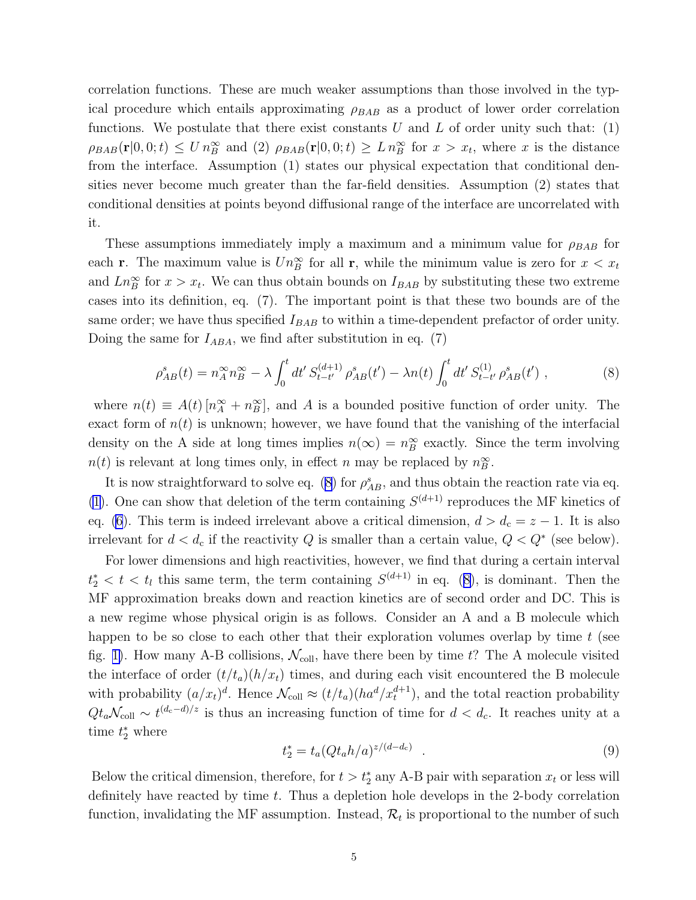correlation functions. These are much weaker assumptions than those involved in the typical procedure which entails approximating $\rho_{BAB}$ as a product of lower order correlation functions. We postulate that there exist constants $U$ and $L$ of order unity such that: (1) $\rho_{BAB}(\mathbf{r}|0,0;t) \leq U\, n_B^\infty$ and (2) $\rho_{BAB}(\mathbf{r}|0,0;t) \geq L\, n_B^\infty$ for $x > x_t$, where $x$ is the distance from the interface. Assumption (1) states our physical expectation that conditional densities never become much greater than the far-field densities. Assumption (2) states that conditional densities at points beyond diffusional range of the interface are uncorrelated with it.

These assumptions immediately imply a maximum and a minimum value for $\rho_{BAB}$ for each $\mathbf{r}$. The maximum value is $Un_B^\infty$ for all $\mathbf{r}$, while the minimum value is zero for $x < x_t$ and $Ln_B^\infty$ for $x > x_t$. We can thus obtain bounds on $I_{BAB}$ by substituting these two extreme cases into its definition, eq. (7). The important point is that these two bounds are of the same order; we have thus specified $I_{BAB}$ to within a time-dependent prefactor of order unity. Doing the same for $I_{ABA}$, we find after substitution in eq. (7)

$$\rho_{AB}^s(t) = n_A^\infty n_B^\infty - \lambda \int_0^t dt'\, S_{t-t'}^{(d+1)}\, \rho_{AB}^s(t') - \lambda n(t) \int_0^t dt'\, S_{t-t'}^{(1)}\, \rho_{AB}^s(t') \;, \tag{8}$$

where $n(t) \equiv A(t)\,[n_A^\infty + n_B^\infty]$, and $A$ is a bounded positive function of order unity. The exact form of $n(t)$ is unknown; however, we have found that the vanishing of the interfacial density on the A side at long times implies $n(\infty) = n_B^\infty$ exactly. Since the term involving $n(t)$ is relevant at long times only, in effect $n$ may be replaced by $n_B^\infty$.

It is now straightforward to solve eq. (8) for $\rho_{AB}^s$, and thus obtain the reaction rate via eq. (1). One can show that deletion of the term containing $S^{(d+1)}$ reproduces the MF kinetics of eq. (6). This term is indeed irrelevant above a critical dimension, $d > d_c = z - 1$. It is also irrelevant for $d < d_c$ if the reactivity $Q$ is smaller than a certain value, $Q < Q^*$ (see below).

For lower dimensions and high reactivities, however, we find that during a certain interval $t_2^* < t < t_l$ this same term, the term containing $S^{(d+1)}$ in eq. (8), is dominant. Then the MF approximation breaks down and reaction kinetics are of second order and DC. This is a new regime whose physical origin is as follows. Consider an A and a B molecule which happen to be so close to each other that their exploration volumes overlap by time $t$ (see fig. 1). How many A-B collisions, $\mathcal{N}_{\rm coll}$, have there been by time $t$? The A molecule visited the interface of order $(t/t_a)(h/x_t)$ times, and during each visit encountered the B molecule with probability $(a/x_t)^d$. Hence $\mathcal{N}_{\rm coll} \approx (t/t_a)(ha^d/x_t^{d+1})$, and the total reaction probability $Qt_a\mathcal{N}_{\rm coll} \sim t^{(d_c-d)/z}$ is thus an increasing function of time for $d < d_c$. It reaches unity at a time $t_2^*$ where

$$t_2^* = t_a (Qt_a h/a)^{z/(d-d_c)} \quad . \tag{9}$$

Below the critical dimension, therefore, for $t > t_2^*$ any A-B pair with separation $x_t$ or less will definitely have reacted by time $t$. Thus a depletion hole develops in the 2-body correlation function, invalidating the MF assumption. Instead, $\mathcal{R}_t$ is proportional to the number of such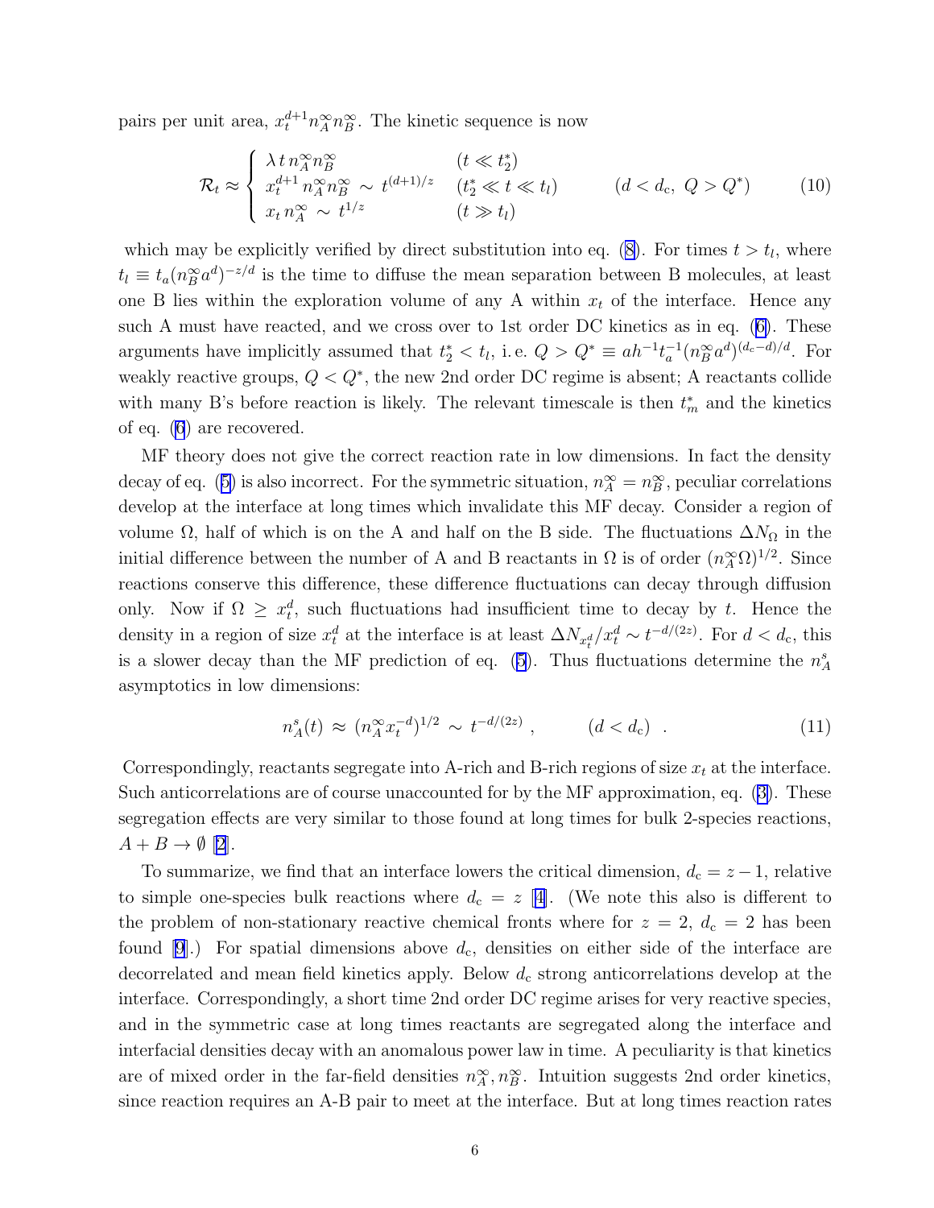pairs per unit area, $x_t^{d+1} n_A^\infty n_B^\infty$. The kinetic sequence is now

$$\mathcal{R}_t \approx \begin{cases} \lambda\, t\, n_A^\infty n_B^\infty & (t \ll t_2^*) \\ x_t^{d+1}\, n_A^\infty n_B^\infty \sim t^{(d+1)/z} & (t_2^* \ll t \ll t_l) \\ x_t\, n_A^\infty \sim t^{1/z} & (t \gg t_l) \end{cases} \qquad (d < d_{\rm c},\ Q > Q^*) \tag{10}$$

which may be explicitly verified by direct substitution into eq. (8). For times $t > t_l$, where $t_l \equiv t_a (n_B^\infty a^d)^{-z/d}$ is the time to diffuse the mean separation between B molecules, at least one B lies within the exploration volume of any A within $x_t$ of the interface. Hence any such A must have reacted, and we cross over to 1st order DC kinetics as in eq. (6). These arguments have implicitly assumed that $t_2^* < t_l$, i. e. $Q > Q^* \equiv a h^{-1} t_a^{-1} (n_B^\infty a^d)^{(d_{\rm c}-d)/d}$. For weakly reactive groups, $Q < Q^*$, the new 2nd order DC regime is absent; A reactants collide with many B's before reaction is likely. The relevant timescale is then $t_m^*$ and the kinetics of eq. (6) are recovered.

MF theory does not give the correct reaction rate in low dimensions. In fact the density decay of eq. (5) is also incorrect. For the symmetric situation, $n_A^\infty = n_B^\infty$, peculiar correlations develop at the interface at long times which invalidate this MF decay. Consider a region of volume $\Omega$, half of which is on the A and half on the B side. The fluctuations $\Delta N_\Omega$ in the initial difference between the number of A and B reactants in $\Omega$ is of order $(n_A^\infty \Omega)^{1/2}$. Since reactions conserve this difference, these difference fluctuations can decay through diffusion only. Now if $\Omega \geq x_t^d$, such fluctuations had insufficient time to decay by $t$. Hence the density in a region of size $x_t^d$ at the interface is at least $\Delta N_{x_t^d} / x_t^d \sim t^{-d/(2z)}$. For $d < d_{\rm c}$, this is a slower decay than the MF prediction of eq. (5). Thus fluctuations determine the $n_A^s$ asymptotics in low dimensions:

$$n_A^s(t) \approx (n_A^\infty x_t^{-d})^{1/2} \sim t^{-d/(2z)}\ , \qquad (d < d_{\rm c})\ . \tag{11}$$

Correspondingly, reactants segregate into A-rich and B-rich regions of size $x_t$ at the interface. Such anticorrelations are of course unaccounted for by the MF approximation, eq. (3). These segregation effects are very similar to those found at long times for bulk 2-species reactions, $A + B \to \emptyset$ [2].

To summarize, we find that an interface lowers the critical dimension, $d_{\rm c} = z - 1$, relative to simple one-species bulk reactions where $d_{\rm c} = z$ [4]. (We note this also is different to the problem of non-stationary reactive chemical fronts where for $z = 2$, $d_{\rm c} = 2$ has been found [9].) For spatial dimensions above $d_{\rm c}$, densities on either side of the interface are decorrelated and mean field kinetics apply. Below $d_{\rm c}$ strong anticorrelations develop at the interface. Correspondingly, a short time 2nd order DC regime arises for very reactive species, and in the symmetric case at long times reactants are segregated along the interface and interfacial densities decay with an anomalous power law in time. A peculiarity is that kinetics are of mixed order in the far-field densities $n_A^\infty, n_B^\infty$. Intuition suggests 2nd order kinetics, since reaction requires an A-B pair to meet at the interface. But at long times reaction rates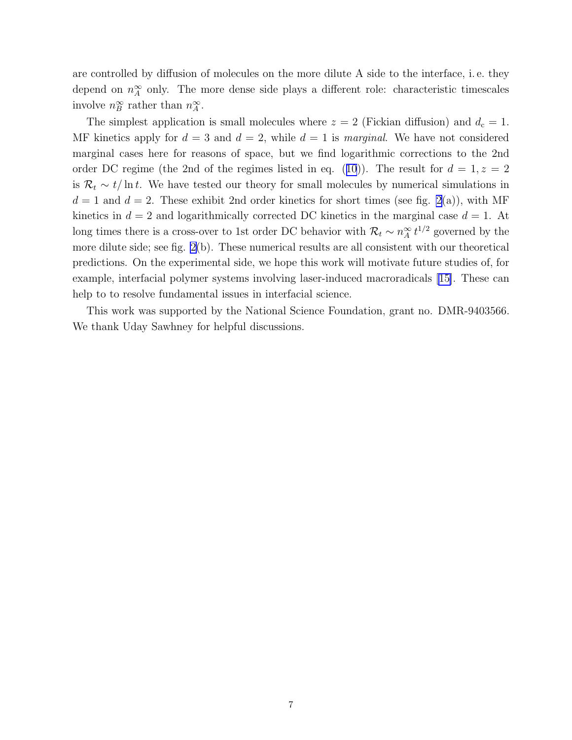are controlled by diffusion of molecules on the more dilute A side to the interface, i. e. they depend on $n_A^\infty$ only. The more dense side plays a different role: characteristic timescales involve $n_B^\infty$ rather than $n_A^\infty$.

The simplest application is small molecules where $z = 2$ (Fickian diffusion) and $d_c = 1$. MF kinetics apply for $d = 3$ and $d = 2$, while $d = 1$ is *marginal*. We have not considered marginal cases here for reasons of space, but we find logarithmic corrections to the 2nd order DC regime (the 2nd of the regimes listed in eq. (10)). The result for $d = 1, z = 2$ is $\mathcal{R}_t \sim t/\ln t$. We have tested our theory for small molecules by numerical simulations in $d = 1$ and $d = 2$. These exhibit 2nd order kinetics for short times (see fig. 2(a)), with MF kinetics in $d = 2$ and logarithmically corrected DC kinetics in the marginal case $d = 1$. At long times there is a cross-over to 1st order DC behavior with $\mathcal{R}_t \sim n_A^\infty\, t^{1/2}$ governed by the more dilute side; see fig. 2(b). These numerical results are all consistent with our theoretical predictions. On the experimental side, we hope this work will motivate future studies of, for example, interfacial polymer systems involving laser-induced macroradicals [15]. These can help to to resolve fundamental issues in interfacial science.

This work was supported by the National Science Foundation, grant no. DMR-9403566. We thank Uday Sawhney for helpful discussions.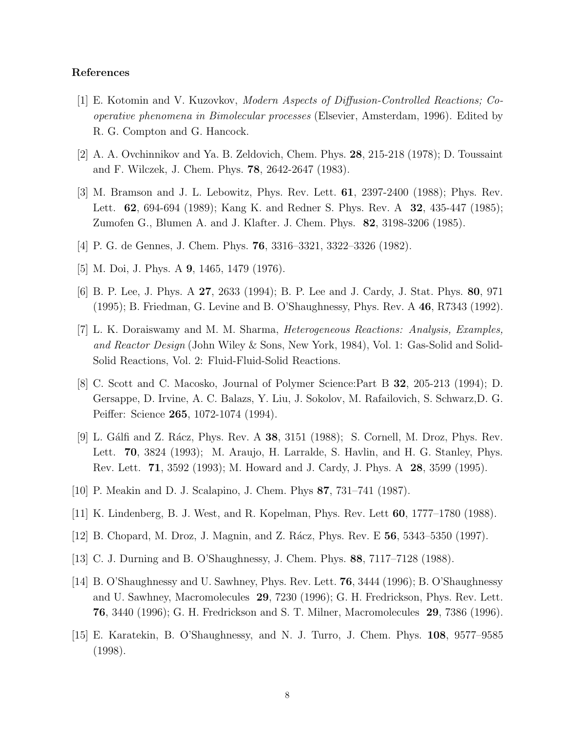**References**

[1] E. Kotomin and V. Kuzovkov, *Modern Aspects of Diffusion-Controlled Reactions; Cooperative phenomena in Bimolecular processes* (Elsevier, Amsterdam, 1996). Edited by R. G. Compton and G. Hancock.

[2] A. A. Ovchinnikov and Ya. B. Zeldovich, Chem. Phys. **28**, 215-218 (1978); D. Toussaint and F. Wilczek, J. Chem. Phys. **78**, 2642-2647 (1983).

[3] M. Bramson and J. L. Lebowitz, Phys. Rev. Lett. **61**, 2397-2400 (1988); Phys. Rev. Lett. **62**, 694-694 (1989); Kang K. and Redner S. Phys. Rev. A **32**, 435-447 (1985); Zumofen G., Blumen A. and J. Klafter. J. Chem. Phys. **82**, 3198-3206 (1985).

[4] P. G. de Gennes, J. Chem. Phys. **76**, 3316–3321, 3322–3326 (1982).

[5] M. Doi, J. Phys. A **9**, 1465, 1479 (1976).

[6] B. P. Lee, J. Phys. A **27**, 2633 (1994); B. P. Lee and J. Cardy, J. Stat. Phys. **80**, 971 (1995); B. Friedman, G. Levine and B. O'Shaughnessy, Phys. Rev. A **46**, R7343 (1992).

[7] L. K. Doraiswamy and M. M. Sharma, *Heterogeneous Reactions: Analysis, Examples, and Reactor Design* (John Wiley & Sons, New York, 1984), Vol. 1: Gas-Solid and Solid-Solid Reactions, Vol. 2: Fluid-Fluid-Solid Reactions.

[8] C. Scott and C. Macosko, Journal of Polymer Science:Part B **32**, 205-213 (1994); D. Gersappe, D. Irvine, A. C. Balazs, Y. Liu, J. Sokolov, M. Rafailovich, S. Schwarz,D. G. Peiffer: Science **265**, 1072-1074 (1994).

[9] L. Gálfi and Z. Rácz, Phys. Rev. A **38**, 3151 (1988); S. Cornell, M. Droz, Phys. Rev. Lett. **70**, 3824 (1993); M. Araujo, H. Larralde, S. Havlin, and H. G. Stanley, Phys. Rev. Lett. **71**, 3592 (1993); M. Howard and J. Cardy, J. Phys. A **28**, 3599 (1995).

[10] P. Meakin and D. J. Scalapino, J. Chem. Phys **87**, 731–741 (1987).

[11] K. Lindenberg, B. J. West, and R. Kopelman, Phys. Rev. Lett **60**, 1777–1780 (1988).

[12] B. Chopard, M. Droz, J. Magnin, and Z. Rácz, Phys. Rev. E **56**, 5343–5350 (1997).

[13] C. J. Durning and B. O'Shaughnessy, J. Chem. Phys. **88**, 7117–7128 (1988).

[14] B. O'Shaughnessy and U. Sawhney, Phys. Rev. Lett. **76**, 3444 (1996); B. O'Shaughnessy and U. Sawhney, Macromolecules **29**, 7230 (1996); G. H. Fredrickson, Phys. Rev. Lett. **76**, 3440 (1996); G. H. Fredrickson and S. T. Milner, Macromolecules **29**, 7386 (1996).

[15] E. Karatekin, B. O'Shaughnessy, and N. J. Turro, J. Chem. Phys. **108**, 9577–9585 (1998).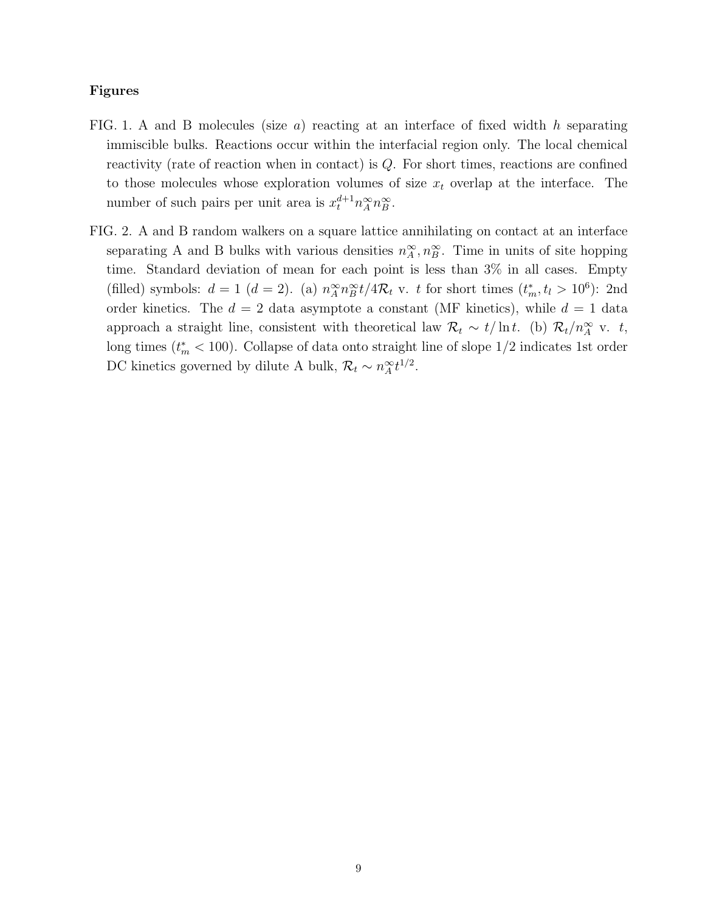### Figures

FIG. 1. A and B molecules (size $a$) reacting at an interface of fixed width $h$ separating immiscible bulks. Reactions occur within the interfacial region only. The local chemical reactivity (rate of reaction when in contact) is $Q$. For short times, reactions are confined to those molecules whose exploration volumes of size $x_t$ overlap at the interface. The number of such pairs per unit area is $x_t^{d+1} n_A^\infty n_B^\infty$.

FIG. 2. A and B random walkers on a square lattice annihilating on contact at an interface separating A and B bulks with various densities $n_A^\infty, n_B^\infty$. Time in units of site hopping time. Standard deviation of mean for each point is less than 3% in all cases. Empty (filled) symbols: $d = 1$ ($d = 2$). (a) $n_A^\infty n_B^\infty t / 4\mathcal{R}_t$ v. $t$ for short times ($t_m^*, t_l > 10^6$): 2nd order kinetics. The $d = 2$ data asymptote a constant (MF kinetics), while $d = 1$ data approach a straight line, consistent with theoretical law $\mathcal{R}_t \sim t/\ln t$. (b) $\mathcal{R}_t / n_A^\infty$ v. $t$, long times ($t_m^* < 100$). Collapse of data onto straight line of slope 1/2 indicates 1st order DC kinetics governed by dilute A bulk, $\mathcal{R}_t \sim n_A^\infty t^{1/2}$.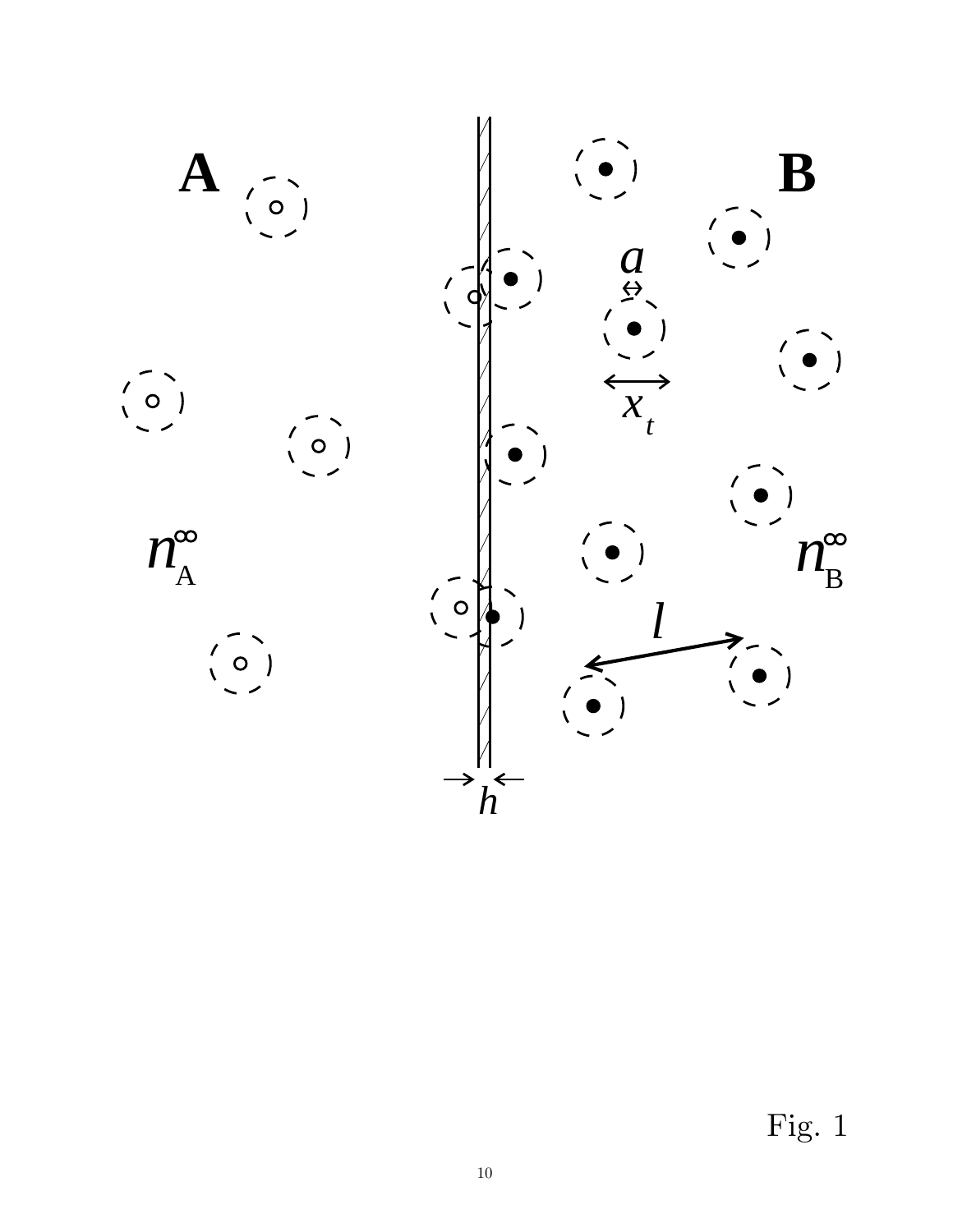Fig. 1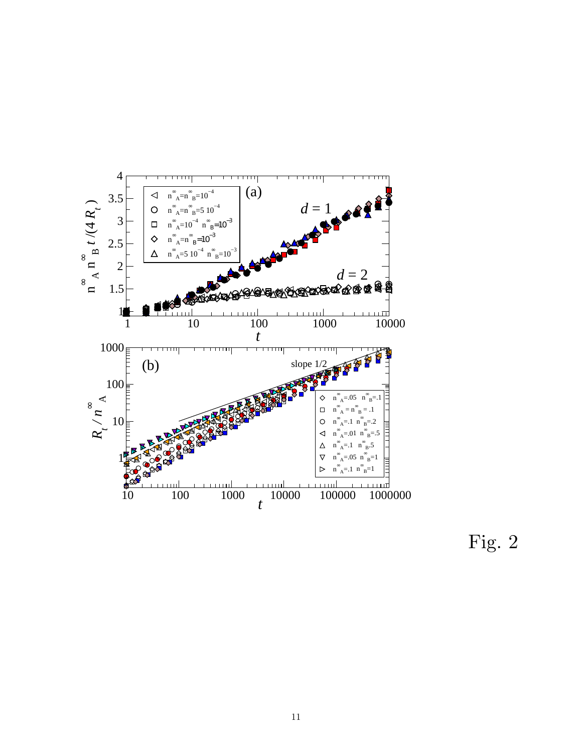(a)

$n^\infty_A n^\infty_B t/(4R_t)$

$d = 1$

$d = 2$

$n^\infty_A=n^\infty_B=10^{-4}$

$n^\infty_A=n^\infty_B=5\ 10^{-4}$

$n^\infty_A=10^{-4}\ n^\infty_B=10^{-3}$

$n^\infty_A=n^\infty_B=10^{-3}$

$n^\infty_A=5\ 10^{-4}\ n^\infty_B=10^{-3}$

$t$

(b)

$R_t/n^\infty_A$

slope 1/2

$n^\infty_A=.05\ \ n^\infty_B=.1$

$n^\infty_A=n^\infty_B=.1$

$n^\infty_A=.1\ \ n^\infty_B=.2$

$n^\infty_A=.01\ \ n^\infty_B=.5$

$n^\infty_A=.1\ \ n^\infty_B=.5$

$n^\infty_A=.05\ \ n^\infty_B=1$

$n^\infty_A=.1\ \ n^\infty_B=1$

$t$

Fig. 2